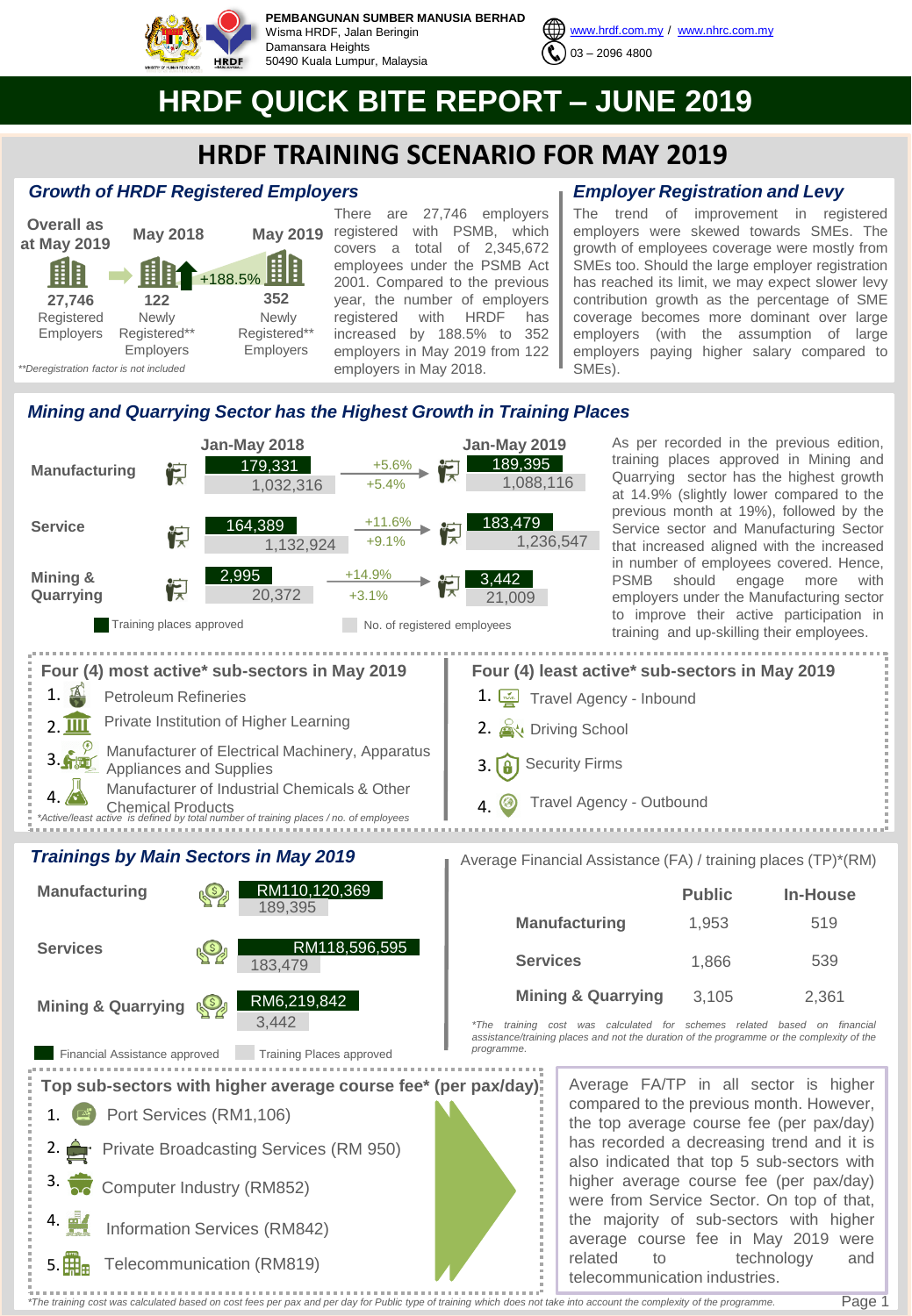**PEMBANGUNAN SUMBER MANUSIA BERHAD**
Wisma HRDF, Jalan Beringin
Damansara Heights
50490 Kuala Lumpur, Malaysia

www.hrdf.com.my / www.nhrc.com.my
03 – 2096 4800

# HRDF QUICK BITE REPORT – JUNE 2019

## HRDF TRAINING SCENARIO FOR MAY 2019

### Growth of HRDF Registered Employers

| Overall as at May 2019 | May 2018 | May 2019 |
|---|---|---|
| 27,746 Registered Employers | 122 Newly Registered** Employers | 352 Newly Registered** Employers |

+188.5%

*\*\*Deregistration factor is not included*

There are 27,746 employers registered with PSMB, which covers a total of 2,345,672 employees under the PSMB Act 2001. Compared to the previous year, the number of employers newly registered with HRDF has increased by 188.5% to 352 employers in May 2019 from 122 employers in May 2018.

### Employer Registration and Levy

The trend of improvement in registered employers were skewed towards SMEs. The growth of employees coverage were mostly from SMEs too. Should the large employer registration has reached its limit, we may expect slower levy contribution growth as the percentage of SME coverage becomes more dominant over large employers (with the assumption of large employers paying higher salary compared to SMEs).

### Mining and Quarrying Sector has the Highest Growth in Training Places

| Sector | Jan-May 2018 Training places approved | Jan-May 2018 No. of registered employees | Growth (Training places) | Growth (Employees) | Jan-May 2019 Training places approved | Jan-May 2019 No. of registered employees |
|---|---|---|---|---|---|---|
| Manufacturing | 179,331 | 1,032,316 | +5.6% | +5.4% | 189,395 | 1,088,116 |
| Service | 164,389 | 1,132,924 | +11.6% | +9.1% | 183,479 | 1,236,547 |
| Mining & Quarrying | 2,995 | 20,372 | +14.9% | +3.1% | 3,442 | 21,009 |

As per recorded in the previous edition, training places approved in Mining and Quarrying sector has the highest growth at 14.9% (slightly lower compared to the previous month at 19%), followed by the Service sector and Manufacturing Sector that increased aligned with the increased in number of employees covered. Hence, PSMB should engage more with employers under the Manufacturing sector to improve their active participation in training and up-skilling their employees.

### Four (4) most active* sub-sectors in May 2019

1. Petroleum Refineries
2. Private Institution of Higher Learning
3. Manufacturer of Electrical Machinery, Apparatus Appliances and Supplies
4. Manufacturer of Industrial Chemicals & Other Chemical Products

*\*Active/least active is defined by total number of training places / no. of employees*

### Four (4) least active* sub-sectors in May 2019

1. Travel Agency - Inbound
2. Driving School
3. Security Firms
4. Travel Agency - Outbound

### Trainings by Main Sectors in May 2019

| Sector | Financial Assistance approved | Training Places approved |
|---|---|---|
| Manufacturing | RM110,120,369 | 189,395 |
| Services | RM118,596,595 | 183,479 |
| Mining & Quarrying | RM6,219,842 | 3,442 |

### Average Financial Assistance (FA) / training places (TP)*(RM)

| | Public | In-House |
|---|---|---|
| Manufacturing | 1,953 | 519 |
| Services | 1,866 | 539 |
| Mining & Quarrying | 3,105 | 2,361 |

*\*The training cost was calculated for schemes related based on financial assistance/training places and not the duration of the programme or the complexity of the programme.*

### Top sub-sectors with higher average course fee* (per pax/day)

1. Port Services (RM1,106)
2. Private Broadcasting Services (RM 950)
3. Computer Industry (RM852)
4. Information Services (RM842)
5. Telecommunication (RM819)

Average FA/TP in all sector is higher compared to the previous month. However, the top average course fee (per pax/day) has recorded a decreasing trend and it is also indicated that top 5 sub-sectors with higher average course fee (per pax/day) were from Service Sector. On top of that, the majority of sub-sectors with higher average course fee in May 2019 were related to technology and telecommunication industries.

*\*The training cost was calculated based on cost fees per pax and per day for Public type of training which does not take into account the complexity of the programme.*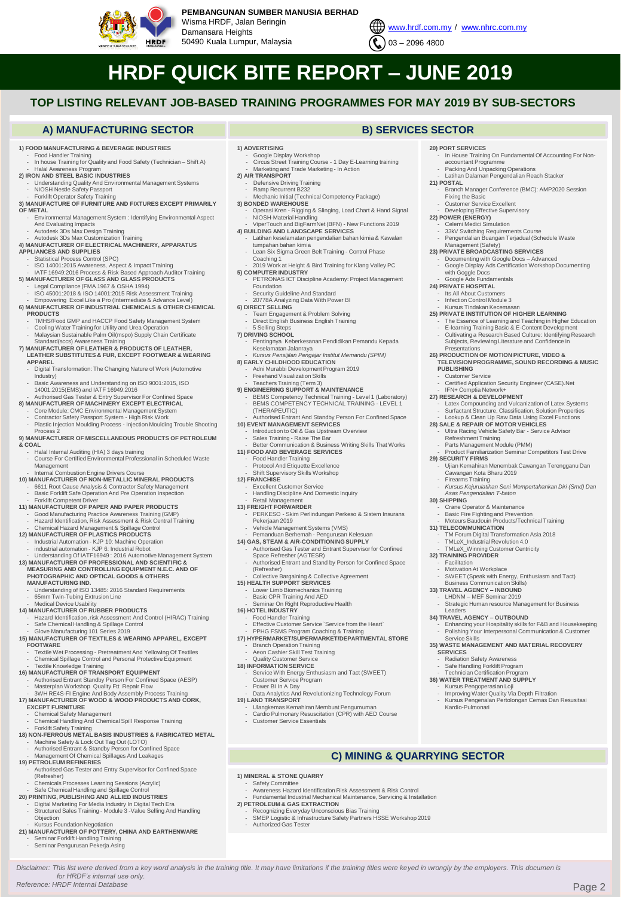PEMBANGUNAN SUMBER MANUSIA BERHAD
Wisma HRDF, Jalan Beringin
Damansara Heights
50490 Kuala Lumpur, Malaysia

www.hrdf.com.my / www.nhrc.com.my

03 – 2096 4800

# HRDF QUICK BITE REPORT – JUNE 2019

## TOP LISTING RELEVANT JOB-BASED TRAINING PROGRAMMES FOR MAY 2019 BY SUB-SECTORS

### A) MANUFACTURING SECTOR

**1) FOOD MANUFACTURING & BEVERAGE INDUSTRIES**
- Food Handler Training
- In house Training for Quality and Food Safety (Technician – Shift A)
- Halal Awareness Program

**2) IRON AND STEEL BASIC INDUSTRIES**
- Understanding Quality And Environmental Management Systems
- NIOSH Nestle Safety Passport
- Forklift Operator Safety Training

**3) MANUFACTURE OF FURNITURE AND FIXTURES EXCEPT PRIMARILY OF METAL**
- Environmental Management System : Identifying Environmental Aspect And Evaluating Impacts
- Autodesk 3Ds Max Design Training
- Autodesk 3Ds Max Customization Training

**4) MANUFACTURER OF ELECTRICAL MACHINERY, APPARATUS APPLIANCES AND SUPPLIES**
- Statistical Process Control (SPC)
- ISO 14001:2015 Awareness, Aspect & Impact Training
- IATF 16949:2016 Process & Risk Based Approach Auditor Training

**5) MANUFACTURER OF GLASS AND GLASS PRODUCTS**
- Legal Compliance (FMA 1967 & OSHA 1994)
- ISO 45001:2018 & ISO 14001:2015 Risk Assessment Training
- Empowering Excel Like a Pro (Intermediate & Advance Level)

**6) MANUFACTURER OF INDUSTRIAL CHEMICALS & OTHER CHEMICAL PRODUCTS**
- TMHS/Food GMP and HACCP Food Safety Management System
- Cooling Water Training for Utility and Urea Operation
- Malaysian Sustainable Palm Oil(mspo) Supply Chain Certificate Standard(sccs) Awareness Training

**7) MANUFACTURER OF LEATHER & PRODUCTS OF LEATHER, LEATHER SUBSTITUTES & FUR, EXCEPT FOOTWEAR & WEARING APPAREL**
- Digital Transformation: The Changing Nature of Work (Automotive Industry)
- Basic Awareness and Understanding on ISO 9001:2015, ISO 14001:2015(EMS) and IATF 16949:2016
- Authorised Gas Tester & Entry Supervisor For Confined Space

**8) MANUFACTURER OF MACHINERY EXCEPT ELECTRICAL**
- Core Module: CMC Environmental Management System
- Contractor Safety Passport System - High Risk Work
- Plastic Injection Moulding Process - Injection Moulding Trouble Shooting Process 2

**9) MANUFACTURER OF MISCELLANEOUS PRODUCTS OF PETROLEUM & COAL**
- Halal Internal Auditing (HIA) 3 days training
- Course For Certified Environmental Professional in Scheduled Waste Management
- Internal Combustion Engine Drivers Course

**10) MANUFACTURER OF NON-METALLIC MINERAL PRODUCTS**
- 6611 Root Cause Analysis & Contractor Safety Management
- Basic Forklift Safe Operation And Pre Operation Inspection
- Forklift Competent Driver

**11) MANUFACTURER OF PAPER AND PAPER PRODUCTS**
- Good Manufacturing Practice Awareness Training (GMP)
- Hazard Identification, Risk Assessment & Risk Central Training
- Chemical Hazard Management & Spillage Control

**12) MANUFACTURER OF PLASTICS PRODUCTS**
- Industrial Automation - KJP 10: Machine Operation
- industrial automation - KJP 6: Industrial Robot
- Understanding Of IATF16949 : 2016 Automotive Management System

**13) MANUFACTURER OF PROFESSIONAL AND SCIENTIFIC & MEASURING AND CONTROLLING EQUIPMENT N.E.C. AND OF PHOTOGRAPHIC AND OPTICAL GOODS & OTHERS MANUFACTURING IND.**
- Understanding of ISO 13485: 2016 Standard Requirements
- 65mm Twin-Tubing Extrusion Line
- Medical Device Usability

**14) MANUFACTURER OF RUBBER PRODUCTS**
- Hazard Identification ,risk Assessment And Control (HIRAC) Training
- Safe Chemical Handling & Spillage Control
- Glove Manufacturing 101 Series 2019

**15) MANUFACTURER OF TEXTILES & WEARING APPAREL, EXCEPT FOOTWARE**
- Textile Wet Processing - Pretreatment And Yellowing Of Textiles
- Chemical Spillage Control and Personal Protective Equipment
- Textile Knowledge Training

**16) MANUFACTURER OF TRANSPORT EQUIPMENT**
- Authorised Entrant Standby Person For Confined Space (AESP)
- Masterplan Workshop Quality Ftt Repair Flow
- 3WH RE4S-FI Engine And Body Assembly Process Training

**17) MANUFACTURER OF WOOD & WOOD PRODUCTS AND CORK, EXCEPT FURNITURE**
- Chemical Safety Management
- Chemical Handling And Chemical Spill Response Training
- Forklift Safety Training

**18) NON-FERROUS METAL BASIS INDUSTRIES & FABRICATED METAL**
- Machine Safety & Lock Out Tag Out (LOTO)
- Authorised Entrant & Standby Person for Confined Space
- Management Of Chemical Spillages And Leakages

**19) PETROLEUM REFINERIES**
- Authorised Gas Tester and Entry Supervisor for Confined Space (Refresher)
- Chemicals Processes Learning Sessions (Acrylic)
- Safe Chemical Handling and Spillage Control

**20) PRINTING, PUBLISHING AND ALLIED INDUSTRIES**
- Digital Marketing For Media Industry In Digital Tech Era
- Structured Sales Training - Module 3 -Value Selling And Handling Objection
- Kursus Foundation Negotiation

**21) MANUFACTURER OF POTTERY, CHINA AND EARTHENWARE**
- Seminar Forklift Handling Training
- Seminar Pengurusan Pekerja Asing

### B) SERVICES SECTOR

**1) ADVERTISING**
- Google Display Workshop
- Circus Street Training Course - 1 Day E-Learning training
- Marketing and Trade Marketing - In Action

**2) AIR TRANSPORT**
- Defensive Driving Training
- Ramp Recurrent B232
- Mechanic Initial (Technical Competency Package)

**3) BONDED WAREHOUSE**
- Operasi Kren - Rigging & Slinging, Load Chart & Hand Signal
- NIOSH-Material Handling
- ViperTouch and BigFarmNet (BFN) - New Functions 2019

**4) BUILDING AND LANDSCAPE SERVICES**
- Latihan keselamatan pengendalian bahan kimia & Kawalan tumpahan bahan kimia
- Lean Six Sigma Green Belt Training - Control Phase Coaching 1
- 2019 Work at Height & Bird Training for Klang Valley PC

**5) COMPUTER INDUSTRY**
- PETRONAS ICT Discipline Academy: Project Management Foundation
- Security Guideline And Standard
- 20778A Analyzing Data With Power BI

**6) DIRECT SELLING**
- Team Engagement & Problem Solving
- Direct English Business English Training
- 5 Selling Steps

**7) DRIVING SCHOOL**
- Pentingnya Keberkesanan Pendidikan Pemandu Kepada Keselamatan Jalanraya
- *Kursus Pensijilan Pengajar Institut Memandu (SPIM)*

**8) EARLY CHILDHOOD EDUCATION**
- Adni Murabbi Development Program 2019
- Freehand Visualization Skills
- Teachers Training (Term 3)

**9) ENGINEERING SUPPORT & MAINTENANCE**
- BEMS Competency Technical Training - Level 1 (Laboratory)
- BEMS COMPETENCY TECHNICAL TRAINING - LEVEL 1 (THERAPEUTIC)
- Authorised Entrant And Standby Person For Confined Space

**10) EVENT MANAGEMENT SERVICES**
- Introduction to Oil & Gas Upstream Overview
- Sales Training - Raise The Bar
- Better Communication & Business Writing Skills That Works

**11) FOOD AND BEVERAGE SERVICES**
- Food Handler Training
- Protocol And Etiquette Excellence
- Shift Supervisory Skills Workshop

**12) FRANCHISE**
- Excellent Customer Service
- Handling Discipline And Domestic Inquiry
- Retail Management

**13) FREIGHT FORWARDER**
- PERKESO - Skim Perlindungan Perkeso & Sistem Insurans Pekerjaan 2019
- Vehicle Management Systems (VMS)
- Pemanduan Berhemah - Pengurusan Kelesuan

**14) GAS, STEAM & AIR-CONDITIONING SUPPLY**
- Authorised Gas Tester and Entrant Supervisor for Confined Space Refresher (AGTESR)
- Authorised Entrant and Stand by Person for Confined Space (Refresher)
- Collective Bargaining & Collective Agreement

**15) HEALTH SUPPORT SERVICES**
- Lower Limb Biomechanics Training
- Basic CPR Training And AED
- Seminar On Right Reproductive Health

**16) HOTEL INDUSTRY**
- Food Handler Training
- Effective Customer Service `Service from the Heart`
- PPHG FSMS Program Coaching & Training

**17) HYPERMARKET/SUPERMARKET/DEPARTMENTAL STORE**
- Branch Operation Training
- Aeon Cashier Skill Test Training
- Quality Customer Service

**18) INFORMATION SERVICE**
- Service With Energy Enthusiasm and Tact (SWEET) Customer Service Program
- Power BI In A Day
- Data Analytics And Revolutionizing Technology Forum

**19) LAND TRANSPORT**
- Ulangkemas Kemahiran Membuat Pengumuman
- Cardio Pulmonary Resuscitation (CPR) with AED Course
- Customer Service Essentials

**20) PORT SERVICES**
- In House Training On Fundamental Of Accounting For Non-accountant Programme
- Packing And Unpacking Operations
- Latihan Dalaman Pengendalian Reach Stacker

**21) POSTAL**
- Branch Manager Conference (BMC): AMP2020 Session Fixing the Basic
- Customer Service Excellent
- Developing Effective Supervisory

**22) POWER (ENERGY)**
- Celemi Medici Simulation
- 33kV Switching Requirements Course
- Pengendalian Buangan Terjadual (Schedule Waste Management (Safety)

**23) PRIVATE BROADCASTING SERVICES**
- Documenting with Google Docs – Advanced
- Google Display Ads Certification Workshop Documenting with Goggle Docs
- Google Ads Fundamentals

**24) PRIVATE HOSPITAL**
- Its All About Customers
- Infection Control Module 3
- Kursus Tindakan Kecemasan

**25) PRIVATE INSTITUTION OF HIGHER LEARNING**
- The Essence of Learning and Teaching in Higher Education
- E-learning Training Basic & E-Content Development
- Cultivating a Research Based Culture: Identifying Research Subjects, Reviewing Literature and Confidence in Presentations

**26) PRODUCTION OF MOTION PICTURE, VIDEO & TELEVISION PROGRAMME, SOUND RECORDING & MUSIC PUBLISHING**
- Customer Service
- Certified Application Security Engineer (CASE).Net
- IFN+ Comptia Network+

**27) RESEARCH & DEVELOPMENT**
- Latex Compounding and Vulcanization of Latex Systems
- Surfactant Structure, Classification, Solution Properties
- Lookup & Clean Up Raw Data Using Excel Functions

**28) SALE & REPAIR OF MOTOR VEHICLES**
- Ultra Racing Vehicle Safety Bar - Service Advisor Refreshment Training
- Parts Management Module (PMM)
- Product Familiarization Seminar Competitors Test Drive

**29) SECURITY FIRMS**
- Ujian Kemahiran Menembak Cawangan Terengganu Dan Cawangan Kota Bharu 2019
- Firearms Training
- *Kursus Kejurulatihan Seni Mempertahankan Diri (Smd) Dan Asas Pengendalian T-baton*

**30) SHIPPING**
- Crane Operator & Maintenance
- Basic Fire Fighting and Prevention
- Moteurs Baudouin Products/Technical Training

**31) TELECOMMUNICATION**
- TM Forum Digital Transformation Asia 2018
- TMLeX_Industrial Revolution 4.0
- TMLeX_Winning Customer Centricity

**32) TRAINING PROVIDER**
- Facilitation
- Motivation At Workplace
- SWEET (Speak with Energy, Enthusiasm and Tact) Business Communication Skills)

**33) TRAVEL AGENCY – INBOUND**
- LHDNM – MEF Seminar 2019
- Strategic Human resource Management for Business Leaders

**34) TRAVEL AGENCY – OUTBOUND**
- Enhancing your Hospitality skills for F&B and Housekeeping
- Polishing Your Interpersonal Communication & Customer Service Skills

**35) WASTE MANAGEMENT AND MATERIAL RECOVERY SERVICES**
- Radiation Safety Awareness
- Safe Handling Forklift Program
- Technician Certification Program

**36) WATER TREATMENT AND SUPPLY**
- Kursus Pengoperasian Loji
- Improving Water Quality Via Depth Filtration
- Kursus Pengenalan Pertolongan Cemas Dan Resusitasi Kardio-Pulmonari

### C) MINING & QUARRYING SECTOR

**1) MINERAL & STONE QUARRY**
- Safety Committee
- Awareness Hazard Identification Risk Assessment & Risk Control
- Fundamental Industrial Mechanical Maintenance, Servicing & Installation

**2) PETROLEUM & GAS EXTRACTION**
- Recognizing Everyday Unconscious Bias Training
- SMEP Logistic & Infrastructure Safety Partners HSSE Workshop 2019
- Authorized Gas Tester

*Disclaimer: This list were derived from a key word analysis in the training title. It may have limitations if the training titles were keyed in wrongly by the employers. This documen is for HRDF's internal use only.*

*Reference: HRDF Internal Database*